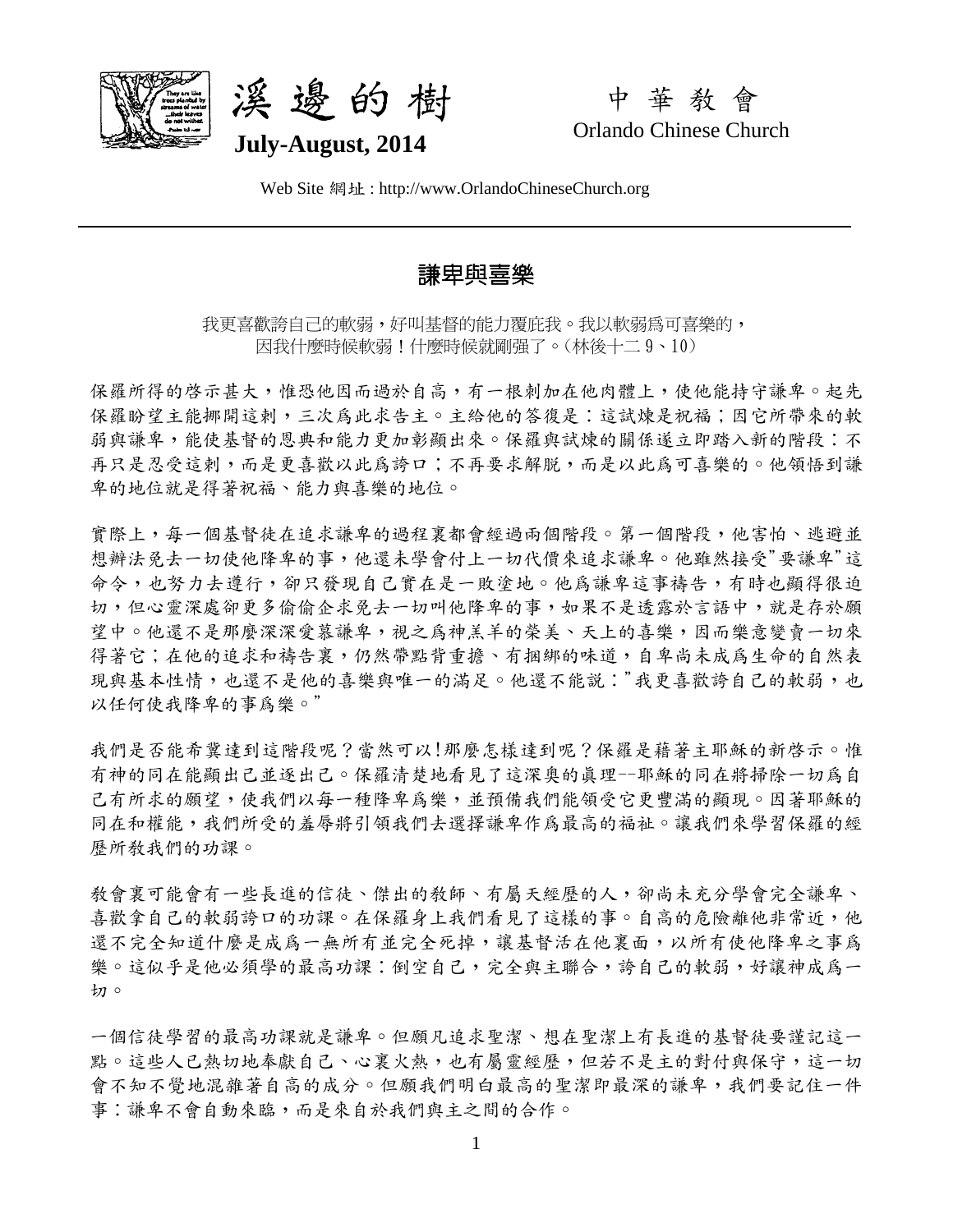# 溪邊的樹

**July-August, 2014**

中華教會

Orlando Chinese Church

Web Site 網址 : http://www.OrlandoChineseChurch.org

## 謙卑與喜樂

我更喜歡誇自己的軟弱，好叫基督的能力覆庇我。我以軟弱爲可喜樂的，因我什麼時候軟弱！什麼時候就剛强了。（林後十二 9、10）

保羅所得的啓示甚大，惟恐他因而過於自高，有一根刺加在他肉體上，使他能持守謙卑。起先保羅盼望主能挪開這刺，三次爲此求告主。主給他的答復是：這試煉是祝福；因它所帶來的軟弱與謙卑，能使基督的恩典和能力更加彰顯出來。保羅與試煉的關係遂立即踏入新的階段：不再只是忍受這刺，而是更喜歡以此爲誇口；不再要求解脱，而是以此爲可喜樂的。他領悟到謙卑的地位就是得著祝福、能力與喜樂的地位。

實際上，每一個基督徒在追求謙卑的過程裏都會經過兩個階段。第一個階段，他害怕、逃避並想辦法免去一切使他降卑的事，他還未學會付上一切代價來追求謙卑。他雖然接受"要謙卑"這命令，也努力去遵行，卻只發現自己實在是一敗塗地。他爲謙卑這事禱告，有時也顯得很迫切，但心靈深處卻更多偷偷企求免去一切叫他降卑的事，如果不是透露於言語中，就是存於願望中。他還不是那麼深深愛慕謙卑，視之爲神羔羊的榮美、天上的喜樂，因而樂意變賣一切來得著它；在他的追求和禱告裏，仍然帶點背重擔、有捆綁的味道，自卑尚未成爲生命的自然表現與基本性情，也還不是他的喜樂與唯一的滿足。他還不能說："我更喜歡誇自己的軟弱，也以任何使我降卑的事爲樂。"

我們是否能希冀達到這階段呢？當然可以!那麼怎樣達到呢？保羅是藉著主耶穌的新啓示。惟有神的同在能顯出己並逐出己。保羅清楚地看見了這深奧的眞理--耶穌的同在將掃除一切爲自己有所求的願望，使我們以每一種降卑爲樂，並預備我們能領受它更豐滿的顯現。因著耶穌的同在和權能，我們所受的羞辱將引領我們去選擇謙卑作爲最高的福祉。讓我們來學習保羅的經歷所教我們的功課。

教會裏可能會有一些長進的信徒、傑出的教師、有屬天經歷的人，卻尚未充分學會完全謙卑、喜歡拿自己的軟弱誇口的功課。在保羅身上我們看見了這樣的事。自高的危險離他非常近，他還不完全知道什麼是成爲一無所有並完全死掉，讓基督活在他裏面，以所有使他降卑之事爲樂。這似乎是他必須學的最高功課：倒空自己，完全與主聯合，誇自己的軟弱，好讓神成爲一切。

一個信徒學習的最高功課就是謙卑。但願凡追求聖潔、想在聖潔上有長進的基督徒要謹記這一點。這些人已熱切地奉獻自己、心裏火熱，也有屬靈經歷，但若不是主的對付與保守，這一切會不知不覺地混雜著自高的成分。但願我們明白最高的聖潔即最深的謙卑，我們要記住一件事：謙卑不會自動來臨，而是來自於我們與主之間的合作。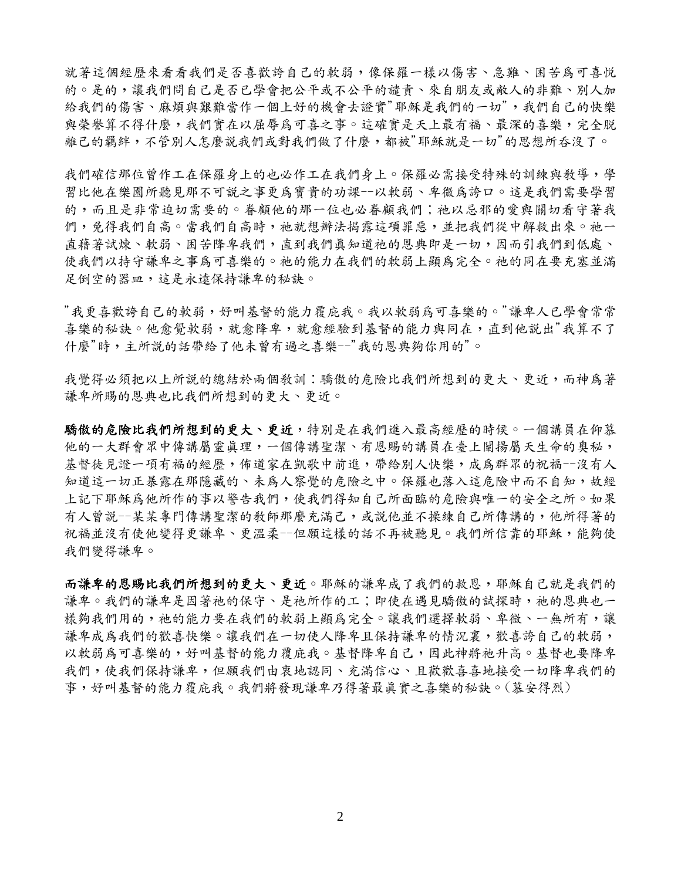就著這個經歷來看看我們是否喜歡誇自己的軟弱，像保羅一樣以傷害、急難、困苦爲可喜悅的。是的，讓我們問自己是否已學會把公平或不公平的譴責、來自朋友或敵人的非難、別人加給我們的傷害、麻煩與艱難當作一個上好的機會去證實"耶穌是我們的一切"，我們自己的快樂與榮譽算不得什麼，我們實在以屈辱爲可喜之事。這確實是天上最有福、最深的喜樂，完全脫離己的羈絆，不管別人怎麼說我們或對我們做了什麼，都被"耶穌就是一切"的思想所吞沒了。

我們確信那位曾作工在保羅身上的也必作工在我們身上。保羅必需接受特殊的訓練與教導，學習比他在樂園所聽見那不可說之事更爲寶貴的功課--以軟弱、卑微爲誇口。這是我們需要學習的，而且是非常迫切需要的。眷顧他的那一位也必眷顧我們；祂以忌邪的愛與關切看守著我們，免得我們自高。當我們自高時，祂就想辦法揭露這項罪惡，並把我們從中解救出來。祂一直藉著試煉、軟弱、困苦降卑我們，直到我們眞知道祂的恩典即是一切，因而引我們到低處、使我們以持守謙卑之事爲可喜樂的。祂的能力在我們的軟弱上顯爲完全。祂的同在要充塞並滿足倒空的器皿，這是永遠保持謙卑的秘訣。

"我更喜歡誇自己的軟弱，好叫基督的能力覆庇我。我以軟弱爲可喜樂的。"謙卑人已學會常常喜樂的秘訣。他愈覺軟弱，就愈降卑，就愈經驗到基督的能力與同在，直到他說出"我算不了什麼"時，主所說的話帶給了他未曾有過之喜樂--"我的恩典夠你用的"。

我覺得必須把以上所說的總結於兩個教訓：驕傲的危險比我們所想到的更大、更近，而神爲著謙卑所賜的恩典也比我們所想到的更大、更近。

**驕傲的危險比我們所想到的更大、更近**，特別是在我們進入最高經歷的時候。一個講員在仰慕他的一大群會眾中傳講屬靈眞理，一個傳講聖潔、有恩賜的講員在臺上闡揚屬天生命的奧秘，基督徒見證一項有福的經歷，佈道家在凱歌中前進，帶給別人快樂，成爲群眾的祝福--沒有人知道這一切正暴露在那隱藏的、未爲人察覺的危險之中。保羅也落入這危險中而不自知，故經上記下耶穌爲他所作的事以警告我們，使我們得知自己所面臨的危險與唯一的安全之所。如果有人曾說--某某專門傳講聖潔的教師那麼充滿己，或說他並不操練自己所傳講的，他所得著的祝福並沒有使他變得更謙卑、更溫柔--但願這樣的話不再被聽見。我們所信靠的耶穌，能夠使我們變得謙卑。

**而謙卑的恩賜比我們所想到的更大、更近**。耶穌的謙卑成了我們的救恩，耶穌自己就是我們的謙卑。我們的謙卑是因著祂的保守、是祂所作的工；即使在遇見驕傲的試探時，祂的恩典也一樣夠我們用的，祂的能力要在我們的軟弱上顯爲完全。讓我們選擇軟弱、卑微、一無所有，讓謙卑成爲我們的歡喜快樂。讓我們在一切使人降卑且保持謙卑的情況裏，歡喜誇自己的軟弱，以軟弱爲可喜樂的，好叫基督的能力覆庇我。基督降卑自己，因此神將祂升高。基督也要降卑我們，使我們保持謙卑，但願我們由衷地認同、充滿信心、且歡歡喜喜地接受一切降卑我們的事，好叫基督的能力覆庇我。我們將發現謙卑乃得著最眞實之喜樂的秘訣。（慕安得烈）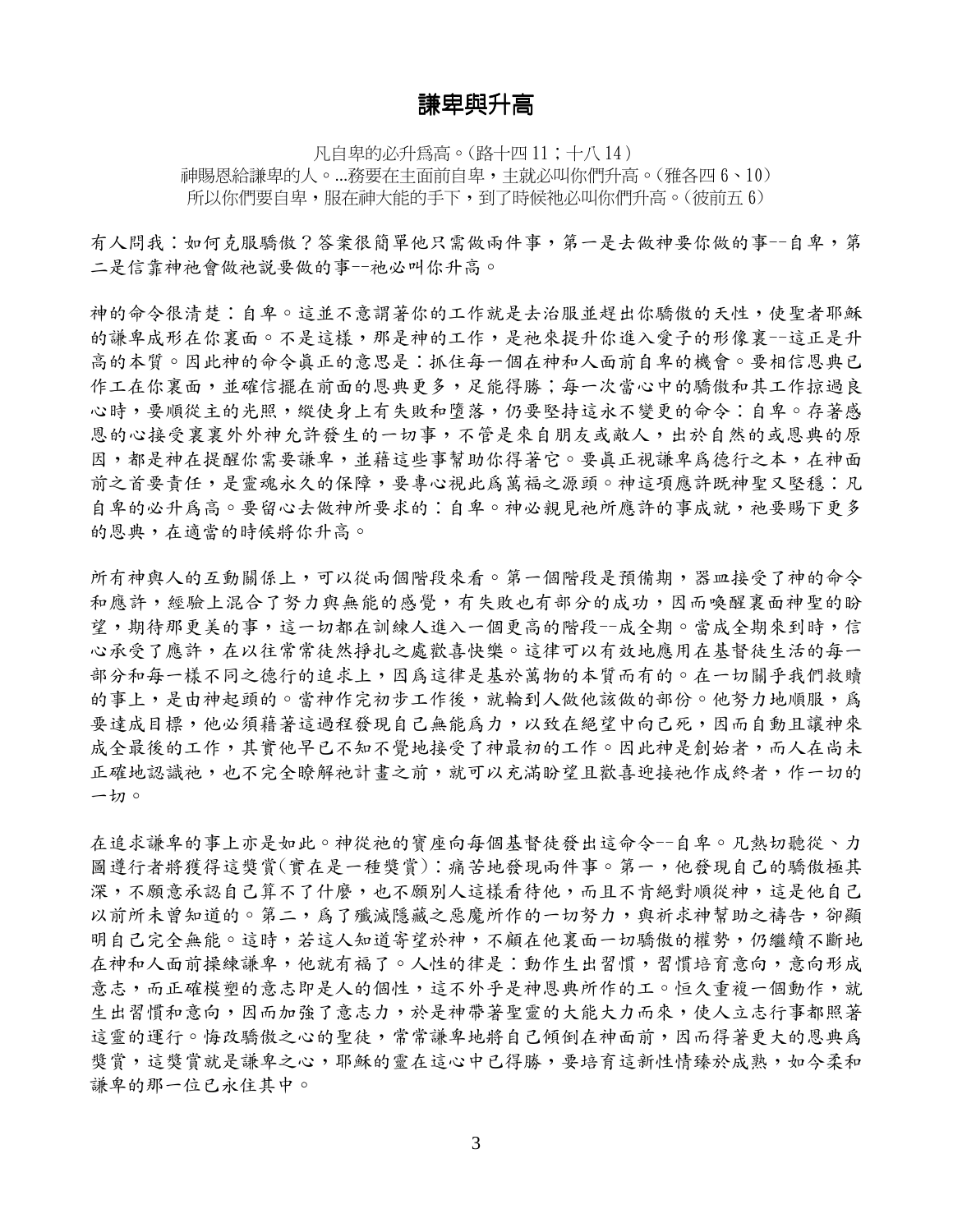# 謙卑與升高

凡自卑的必升爲高。(路十四 11；十八 14)
神賜恩給謙卑的人。...務要在主面前自卑，主就必叫你們升高。(雅各四 6、10)
所以你們要自卑，服在神大能的手下，到了時候祂必叫你們升高。(彼前五 6)

有人問我：如何克服驕傲？答案很簡單他只需做兩件事，第一是去做神要你做的事--自卑，第二是信靠神祂會做祂說要做的事--祂必叫你升高。

神的命令很清楚：自卑。這並不意謂著你的工作就是去治服並趕出你驕傲的天性，使聖者耶穌的謙卑成形在你裏面。不是這樣，那是神的工作，是祂來提升你進入愛子的形像裏--這正是升高的本質。因此神的命令眞正的意思是：抓住每一個在神和人面前自卑的機會。要相信恩典已作工在你裏面，並確信擺在前面的恩典更多，足能得勝；每一次當心中的驕傲和其工作掠過良心時，要順從主的光照，縱使身上有失敗和墮落，仍要堅持這永不變更的命令：自卑。存著感恩的心接受裏裏外外神允許發生的一切事，不管是來自朋友或敵人，出於自然的或恩典的原因，都是神在提醒你需要謙卑，並藉這些事幫助你得著它。要眞正視謙卑爲德行之本，在神面前之首要責任，是靈魂永久的保障，要專心視此爲萬福之源頭。神這項應許既神聖又堅穩：凡自卑的必升爲高。要留心去做神所要求的：自卑。神必親見祂所應許的事成就，祂要賜下更多的恩典，在適當的時候將你升高。

所有神與人的互動關係上，可以從兩個階段來看。第一個階段是預備期，器皿接受了神的命令和應許，經驗上混合了努力與無能的感覺，有失敗也有部分的成功，因而喚醒裏面神聖的盼望，期待那更美的事，這一切都在訓練人進入一個更高的階段--成全期。當成全期來到時，信心承受了應許，在以往常常徒然掙扎之處歡喜快樂。這律可以有效地應用在基督徒生活的每一部分和每一樣不同之德行的追求上，因爲這律是基於萬物的本質而有的。在一切關乎我們救贖的事上，是由神起頭的。當神作完初步工作後，就輪到人做他該做的部份。他努力地順服，爲要達成目標，他必須藉著這過程發現自己無能爲力，以致在絕望中向己死，因而自動且讓神來成全最後的工作，其實他早已不知不覺地接受了神最初的工作。因此神是創始者，而人在尚未正確地認識祂，也不完全瞭解祂計畫之前，就可以充滿盼望且歡喜迎接祂作成終者，作一切的一切。

在追求謙卑的事上亦是如此。神從祂的寶座向每個基督徒發出這命令--自卑。凡熱切聽從、力圖遵行者將獲得這獎賞(實在是一種獎賞)：痛苦地發現兩件事。第一，他發現自己的驕傲極其深，不願意承認自己算不了什麼，也不願別人這樣看待他，而且不肯絕對順從神，這是他自己以前所未曾知道的。第二，爲了殲滅隱藏之惡魔所作的一切努力，與祈求神幫助之禱告，卻顯明自己完全無能。這時，若這人知道寄望於神，不顧在他裏面一切驕傲的權勢，仍繼續不斷地在神和人面前操練謙卑，他就有福了。人性的律是：動作生出習慣，習慣培育意向，意向形成意志，而正確模塑的意志即是人的個性，這不外乎是神恩典所作的工。恒久重複一個動作，就生出習慣和意向，因而加強了意志力，於是神帶著聖靈的大能大力而來，使人立志行事都照著這靈的運行。悔改驕傲之心的聖徒，常常謙卑地將自己傾倒在神面前，因而得著更大的恩典爲獎賞，這獎賞就是謙卑之心，耶穌的靈在這心中已得勝，要培育這新性情臻於成熟，如今柔和謙卑的那一位已永住其中。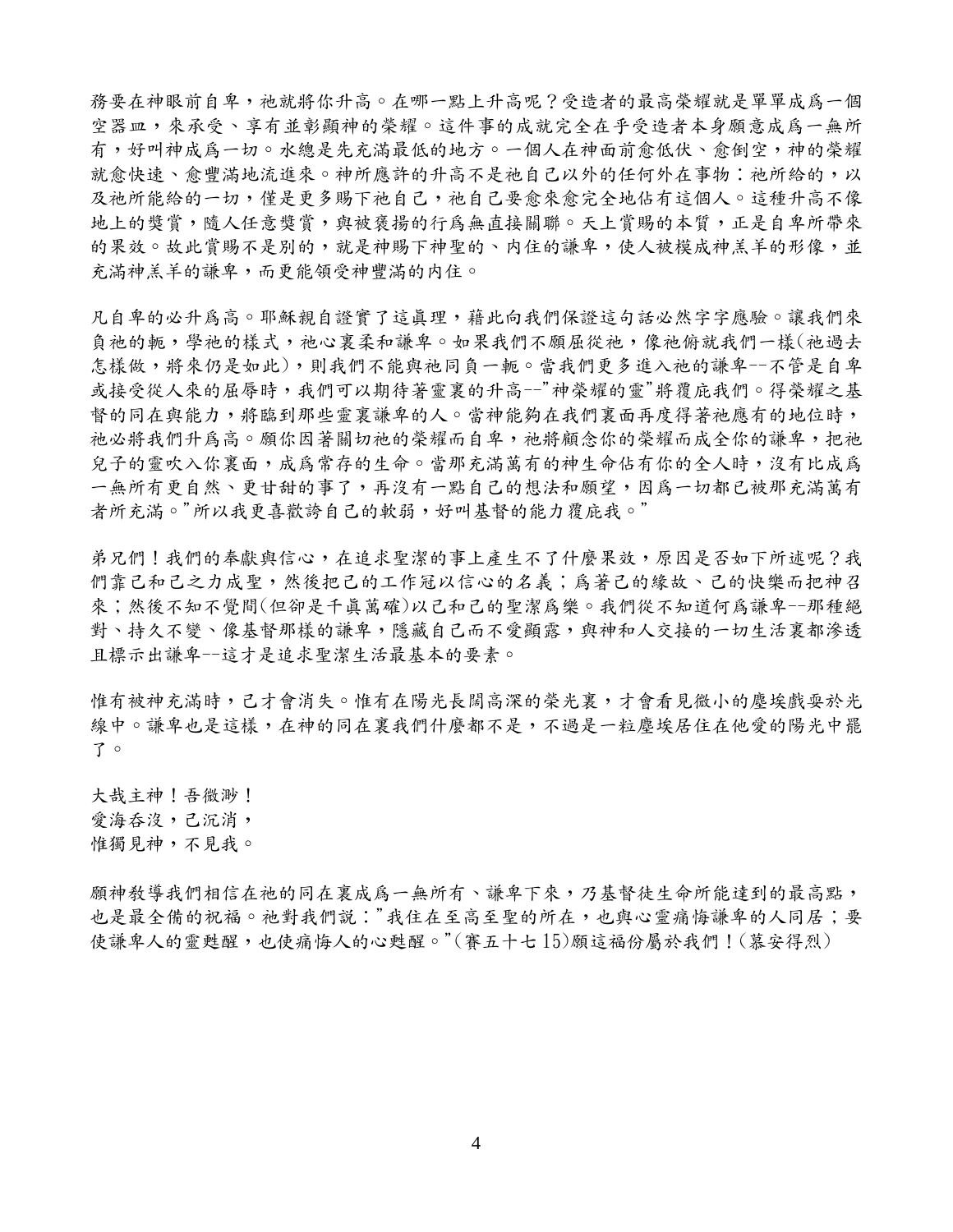務要在神眼前自卑，祂就將你升高。在哪一點上升高呢？受造者的最高榮耀就是單單成爲一個空器皿，來承受、享有並彰顯神的榮耀。這件事的成就完全在乎受造者本身願意成爲一無所有，好叫神成爲一切。水總是先充滿最低的地方。一個人在神面前愈低伏、愈倒空，神的榮耀就愈快速、愈豐滿地流進來。神所應許的升高不是祂自己以外的任何外在事物：祂所給的，以及祂所能給的一切，僅是更多賜下祂自己，祂自己要愈來愈完全地佔有這個人。這種升高不像地上的獎賞，隨人任意獎賞，與被褒揚的行爲無直接關聯。天上賞賜的本質，正是自卑所帶來的果效。故此賞賜不是別的，就是神賜下神聖的、內住的謙卑，使人被模成神羔羊的形像，並充滿神羔羊的謙卑，而更能領受神豐滿的內住。

凡自卑的必升爲高。耶穌親自證實了這真理，藉此向我們保證這句話必然字字應驗。讓我們來負祂的軛，學祂的樣式，祂心裏柔和謙卑。如果我們不願屈從祂，像祂俯就我們一樣(祂過去怎樣做，將來仍是如此)，則我們不能與祂同負一軛。當我們更多進入祂的謙卑--不管是自卑或接受從人來的屈辱時，我們可以期待著靈裏的升高--"神榮耀的靈"將覆庇我們。得榮耀之基督的同在與能力，將臨到那些靈裏謙卑的人。當神能夠在我們裏面再度得著祂應有的地位時，祂必將我們升爲高。願你因著關切祂的榮耀而自卑，祂將顧念你的榮耀而成全你的謙卑，把祂兒子的靈吹入你裏面，成爲常存的生命。當那充滿萬有的神生命佔有你的全人時，沒有比成爲一無所有更自然、更甘甜的事了，再沒有一點自己的想法和願望，因爲一切都已被那充滿萬有者所充滿。"所以我更喜歡誇自己的軟弱，好叫基督的能力覆庇我。"

弟兄們！我們的奉獻與信心，在追求聖潔的事上產生不了什麼果效，原因是否如下所述呢？我們靠己和己之力成聖，然後把己的工作冠以信心的名義；爲著己的緣故、己的快樂而把神召來；然後不知不覺間(但卻是千真萬確)以己和己的聖潔爲樂。我們從不知道何爲謙卑--那種絕對、持久不變、像基督那樣的謙卑，隱藏自己而不愛顯露，與神和人交接的一切生活裏都滲透且標示出謙卑--這才是追求聖潔生活最基本的要素。

惟有被神充滿時，己才會消失。惟有在陽光長闊高深的榮光裏，才會看見微小的塵埃戲耍於光線中。謙卑也是這樣，在神的同在裏我們什麼都不是，不過是一粒塵埃居住在他愛的陽光中罷了。

大哉主神！吾微渺！
愛海吞沒，己沉消，
惟獨見神，不見我。

願神教導我們相信在祂的同在裏成爲一無所有、謙卑下來，乃基督徒生命所能達到的最高點，也是最全備的祝福。祂對我們說："我住在至高至聖的所在，也與心靈痛悔謙卑的人同居；要使謙卑人的靈甦醒，也使痛悔人的心甦醒。"(賽五十七 15)願這福份屬於我們！(慕安得烈)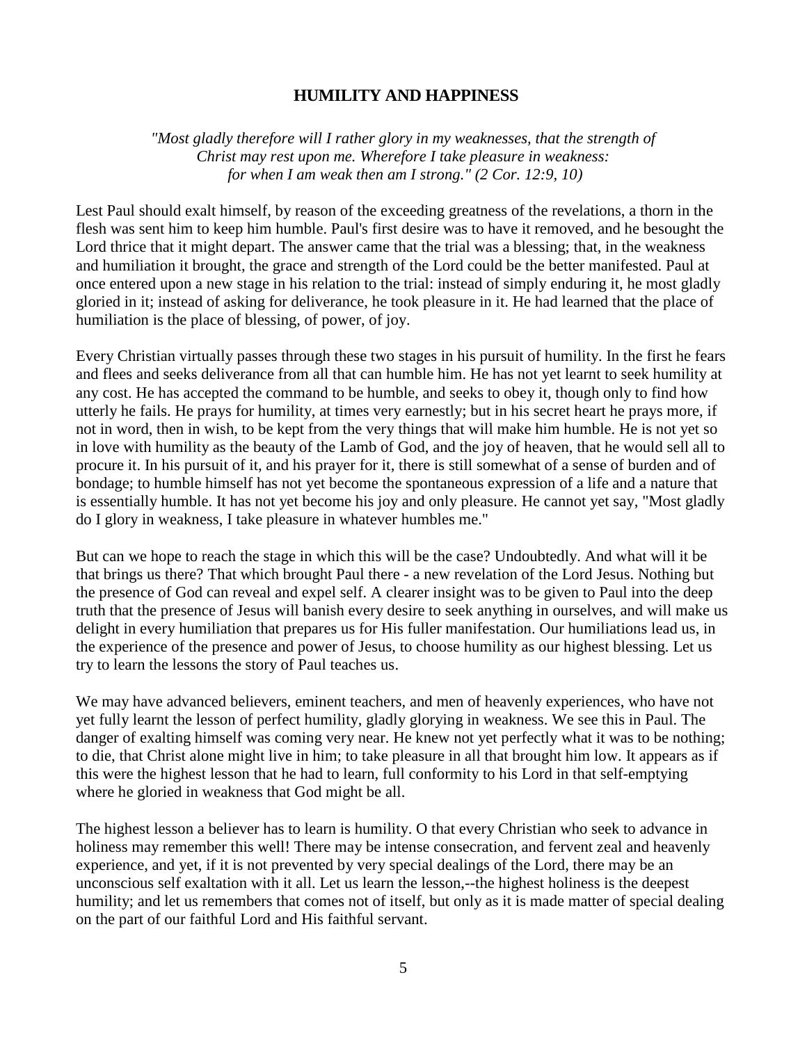## HUMILITY AND HAPPINESS

*"Most gladly therefore will I rather glory in my weaknesses, that the strength of Christ may rest upon me. Wherefore I take pleasure in weakness: for when I am weak then am I strong." (2 Cor. 12:9, 10)*

Lest Paul should exalt himself, by reason of the exceeding greatness of the revelations, a thorn in the flesh was sent him to keep him humble. Paul's first desire was to have it removed, and he besought the Lord thrice that it might depart. The answer came that the trial was a blessing; that, in the weakness and humiliation it brought, the grace and strength of the Lord could be the better manifested. Paul at once entered upon a new stage in his relation to the trial: instead of simply enduring it, he most gladly gloried in it; instead of asking for deliverance, he took pleasure in it. He had learned that the place of humiliation is the place of blessing, of power, of joy.

Every Christian virtually passes through these two stages in his pursuit of humility. In the first he fears and flees and seeks deliverance from all that can humble him. He has not yet learnt to seek humility at any cost. He has accepted the command to be humble, and seeks to obey it, though only to find how utterly he fails. He prays for humility, at times very earnestly; but in his secret heart he prays more, if not in word, then in wish, to be kept from the very things that will make him humble. He is not yet so in love with humility as the beauty of the Lamb of God, and the joy of heaven, that he would sell all to procure it. In his pursuit of it, and his prayer for it, there is still somewhat of a sense of burden and of bondage; to humble himself has not yet become the spontaneous expression of a life and a nature that is essentially humble. It has not yet become his joy and only pleasure. He cannot yet say, "Most gladly do I glory in weakness, I take pleasure in whatever humbles me."

But can we hope to reach the stage in which this will be the case? Undoubtedly. And what will it be that brings us there? That which brought Paul there - a new revelation of the Lord Jesus. Nothing but the presence of God can reveal and expel self. A clearer insight was to be given to Paul into the deep truth that the presence of Jesus will banish every desire to seek anything in ourselves, and will make us delight in every humiliation that prepares us for His fuller manifestation. Our humiliations lead us, in the experience of the presence and power of Jesus, to choose humility as our highest blessing. Let us try to learn the lessons the story of Paul teaches us.

We may have advanced believers, eminent teachers, and men of heavenly experiences, who have not yet fully learnt the lesson of perfect humility, gladly glorying in weakness. We see this in Paul. The danger of exalting himself was coming very near. He knew not yet perfectly what it was to be nothing; to die, that Christ alone might live in him; to take pleasure in all that brought him low. It appears as if this were the highest lesson that he had to learn, full conformity to his Lord in that self-emptying where he gloried in weakness that God might be all.

The highest lesson a believer has to learn is humility. O that every Christian who seek to advance in holiness may remember this well! There may be intense consecration, and fervent zeal and heavenly experience, and yet, if it is not prevented by very special dealings of the Lord, there may be an unconscious self exaltation with it all. Let us learn the lesson,--the highest holiness is the deepest humility; and let us remembers that comes not of itself, but only as it is made matter of special dealing on the part of our faithful Lord and His faithful servant.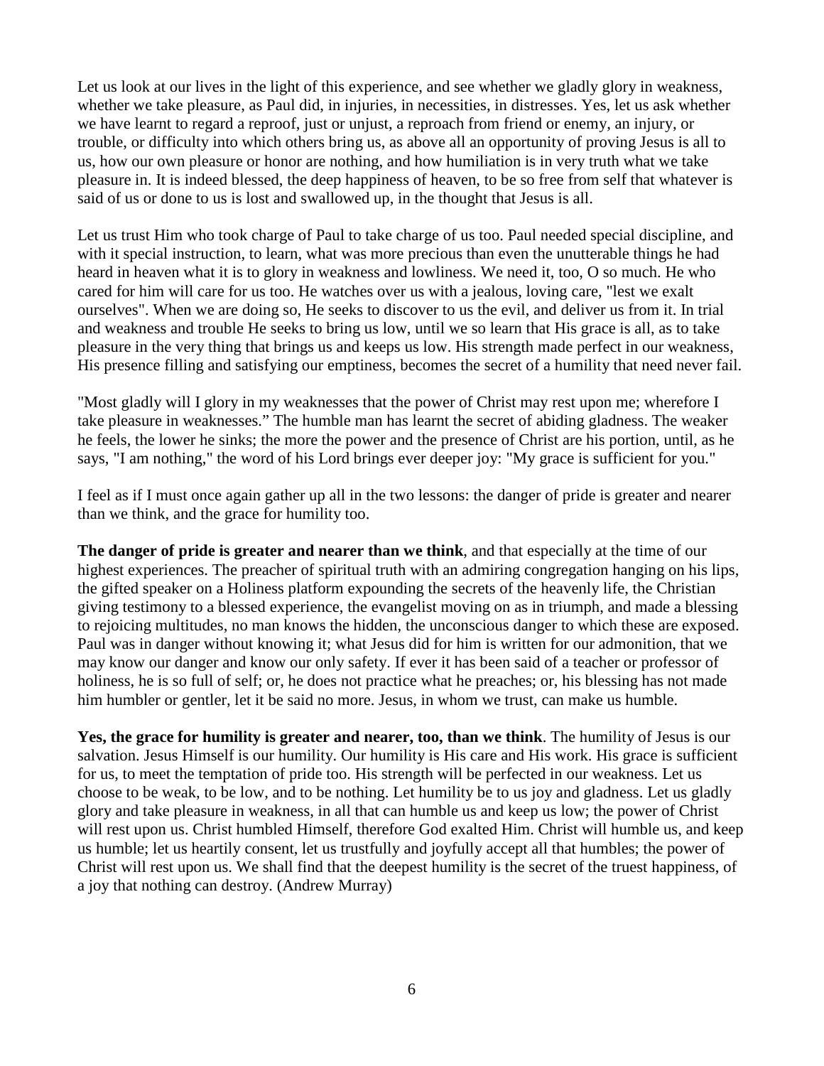Let us look at our lives in the light of this experience, and see whether we gladly glory in weakness, whether we take pleasure, as Paul did, in injuries, in necessities, in distresses. Yes, let us ask whether we have learnt to regard a reproof, just or unjust, a reproach from friend or enemy, an injury, or trouble, or difficulty into which others bring us, as above all an opportunity of proving Jesus is all to us, how our own pleasure or honor are nothing, and how humiliation is in very truth what we take pleasure in. It is indeed blessed, the deep happiness of heaven, to be so free from self that whatever is said of us or done to us is lost and swallowed up, in the thought that Jesus is all.

Let us trust Him who took charge of Paul to take charge of us too. Paul needed special discipline, and with it special instruction, to learn, what was more precious than even the unutterable things he had heard in heaven what it is to glory in weakness and lowliness. We need it, too, O so much. He who cared for him will care for us too. He watches over us with a jealous, loving care, "lest we exalt ourselves". When we are doing so, He seeks to discover to us the evil, and deliver us from it. In trial and weakness and trouble He seeks to bring us low, until we so learn that His grace is all, as to take pleasure in the very thing that brings us and keeps us low. His strength made perfect in our weakness, His presence filling and satisfying our emptiness, becomes the secret of a humility that need never fail.

"Most gladly will I glory in my weaknesses that the power of Christ may rest upon me; wherefore I take pleasure in weaknesses." The humble man has learnt the secret of abiding gladness. The weaker he feels, the lower he sinks; the more the power and the presence of Christ are his portion, until, as he says, "I am nothing," the word of his Lord brings ever deeper joy: "My grace is sufficient for you."

I feel as if I must once again gather up all in the two lessons: the danger of pride is greater and nearer than we think, and the grace for humility too.

**The danger of pride is greater and nearer than we think**, and that especially at the time of our highest experiences. The preacher of spiritual truth with an admiring congregation hanging on his lips, the gifted speaker on a Holiness platform expounding the secrets of the heavenly life, the Christian giving testimony to a blessed experience, the evangelist moving on as in triumph, and made a blessing to rejoicing multitudes, no man knows the hidden, the unconscious danger to which these are exposed. Paul was in danger without knowing it; what Jesus did for him is written for our admonition, that we may know our danger and know our only safety. If ever it has been said of a teacher or professor of holiness, he is so full of self; or, he does not practice what he preaches; or, his blessing has not made him humbler or gentler, let it be said no more. Jesus, in whom we trust, can make us humble.

**Yes, the grace for humility is greater and nearer, too, than we think**. The humility of Jesus is our salvation. Jesus Himself is our humility. Our humility is His care and His work. His grace is sufficient for us, to meet the temptation of pride too. His strength will be perfected in our weakness. Let us choose to be weak, to be low, and to be nothing. Let humility be to us joy and gladness. Let us gladly glory and take pleasure in weakness, in all that can humble us and keep us low; the power of Christ will rest upon us. Christ humbled Himself, therefore God exalted Him. Christ will humble us, and keep us humble; let us heartily consent, let us trustfully and joyfully accept all that humbles; the power of Christ will rest upon us. We shall find that the deepest humility is the secret of the truest happiness, of a joy that nothing can destroy. (Andrew Murray)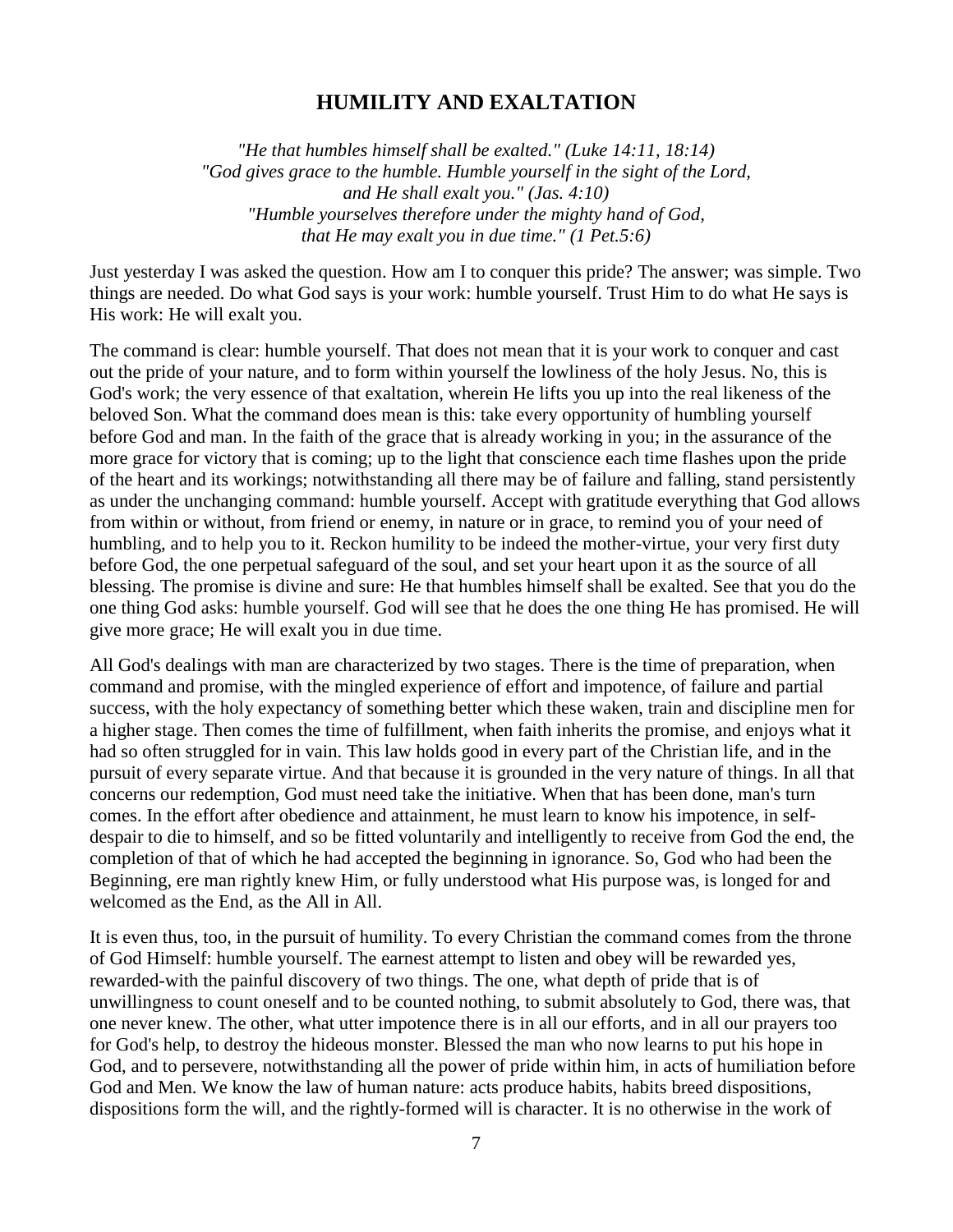## HUMILITY AND EXALTATION

*"He that humbles himself shall be exalted." (Luke 14:11, 18:14)*
*"God gives grace to the humble. Humble yourself in the sight of the Lord, and He shall exalt you." (Jas. 4:10)*
*"Humble yourselves therefore under the mighty hand of God, that He may exalt you in due time." (1 Pet.5:6)*

Just yesterday I was asked the question. How am I to conquer this pride? The answer; was simple. Two things are needed. Do what God says is your work: humble yourself. Trust Him to do what He says is His work: He will exalt you.

The command is clear: humble yourself. That does not mean that it is your work to conquer and cast out the pride of your nature, and to form within yourself the lowliness of the holy Jesus. No, this is God's work; the very essence of that exaltation, wherein He lifts you up into the real likeness of the beloved Son. What the command does mean is this: take every opportunity of humbling yourself before God and man. In the faith of the grace that is already working in you; in the assurance of the more grace for victory that is coming; up to the light that conscience each time flashes upon the pride of the heart and its workings; notwithstanding all there may be of failure and falling, stand persistently as under the unchanging command: humble yourself. Accept with gratitude everything that God allows from within or without, from friend or enemy, in nature or in grace, to remind you of your need of humbling, and to help you to it. Reckon humility to be indeed the mother-virtue, your very first duty before God, the one perpetual safeguard of the soul, and set your heart upon it as the source of all blessing. The promise is divine and sure: He that humbles himself shall be exalted. See that you do the one thing God asks: humble yourself. God will see that he does the one thing He has promised. He will give more grace; He will exalt you in due time.

All God's dealings with man are characterized by two stages. There is the time of preparation, when command and promise, with the mingled experience of effort and impotence, of failure and partial success, with the holy expectancy of something better which these waken, train and discipline men for a higher stage. Then comes the time of fulfillment, when faith inherits the promise, and enjoys what it had so often struggled for in vain. This law holds good in every part of the Christian life, and in the pursuit of every separate virtue. And that because it is grounded in the very nature of things. In all that concerns our redemption, God must need take the initiative. When that has been done, man's turn comes. In the effort after obedience and attainment, he must learn to know his impotence, in self-despair to die to himself, and so be fitted voluntarily and intelligently to receive from God the end, the completion of that of which he had accepted the beginning in ignorance. So, God who had been the Beginning, ere man rightly knew Him, or fully understood what His purpose was, is longed for and welcomed as the End, as the All in All.

It is even thus, too, in the pursuit of humility. To every Christian the command comes from the throne of God Himself: humble yourself. The earnest attempt to listen and obey will be rewarded yes, rewarded-with the painful discovery of two things. The one, what depth of pride that is of unwillingness to count oneself and to be counted nothing, to submit absolutely to God, there was, that one never knew. The other, what utter impotence there is in all our efforts, and in all our prayers too for God's help, to destroy the hideous monster. Blessed the man who now learns to put his hope in God, and to persevere, notwithstanding all the power of pride within him, in acts of humiliation before God and Men. We know the law of human nature: acts produce habits, habits breed dispositions, dispositions form the will, and the rightly-formed will is character. It is no otherwise in the work of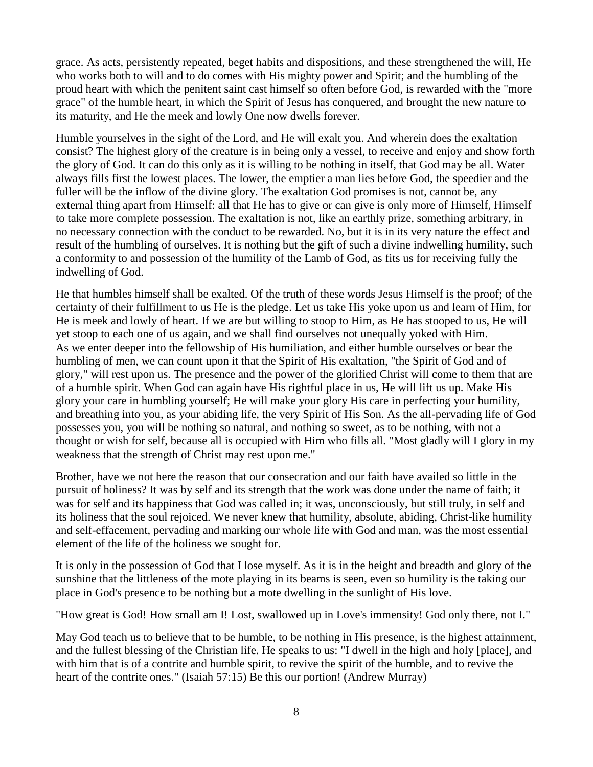grace. As acts, persistently repeated, beget habits and dispositions, and these strengthened the will, He who works both to will and to do comes with His mighty power and Spirit; and the humbling of the proud heart with which the penitent saint cast himself so often before God, is rewarded with the "more grace" of the humble heart, in which the Spirit of Jesus has conquered, and brought the new nature to its maturity, and He the meek and lowly One now dwells forever.

Humble yourselves in the sight of the Lord, and He will exalt you. And wherein does the exaltation consist? The highest glory of the creature is in being only a vessel, to receive and enjoy and show forth the glory of God. It can do this only as it is willing to be nothing in itself, that God may be all. Water always fills first the lowest places. The lower, the emptier a man lies before God, the speedier and the fuller will be the inflow of the divine glory. The exaltation God promises is not, cannot be, any external thing apart from Himself: all that He has to give or can give is only more of Himself, Himself to take more complete possession. The exaltation is not, like an earthly prize, something arbitrary, in no necessary connection with the conduct to be rewarded. No, but it is in its very nature the effect and result of the humbling of ourselves. It is nothing but the gift of such a divine indwelling humility, such a conformity to and possession of the humility of the Lamb of God, as fits us for receiving fully the indwelling of God.

He that humbles himself shall be exalted. Of the truth of these words Jesus Himself is the proof; of the certainty of their fulfillment to us He is the pledge. Let us take His yoke upon us and learn of Him, for He is meek and lowly of heart. If we are but willing to stoop to Him, as He has stooped to us, He will yet stoop to each one of us again, and we shall find ourselves not unequally yoked with Him. As we enter deeper into the fellowship of His humiliation, and either humble ourselves or bear the humbling of men, we can count upon it that the Spirit of His exaltation, "the Spirit of God and of glory," will rest upon us. The presence and the power of the glorified Christ will come to them that are of a humble spirit. When God can again have His rightful place in us, He will lift us up. Make His glory your care in humbling yourself; He will make your glory His care in perfecting your humility, and breathing into you, as your abiding life, the very Spirit of His Son. As the all-pervading life of God possesses you, you will be nothing so natural, and nothing so sweet, as to be nothing, with not a thought or wish for self, because all is occupied with Him who fills all. "Most gladly will I glory in my weakness that the strength of Christ may rest upon me."

Brother, have we not here the reason that our consecration and our faith have availed so little in the pursuit of holiness? It was by self and its strength that the work was done under the name of faith; it was for self and its happiness that God was called in; it was, unconsciously, but still truly, in self and its holiness that the soul rejoiced. We never knew that humility, absolute, abiding, Christ-like humility and self-effacement, pervading and marking our whole life with God and man, was the most essential element of the life of the holiness we sought for.

It is only in the possession of God that I lose myself. As it is in the height and breadth and glory of the sunshine that the littleness of the mote playing in its beams is seen, even so humility is the taking our place in God's presence to be nothing but a mote dwelling in the sunlight of His love.

"How great is God! How small am I! Lost, swallowed up in Love's immensity! God only there, not I."

May God teach us to believe that to be humble, to be nothing in His presence, is the highest attainment, and the fullest blessing of the Christian life. He speaks to us: "I dwell in the high and holy [place], and with him that is of a contrite and humble spirit, to revive the spirit of the humble, and to revive the heart of the contrite ones." (Isaiah 57:15) Be this our portion! (Andrew Murray)